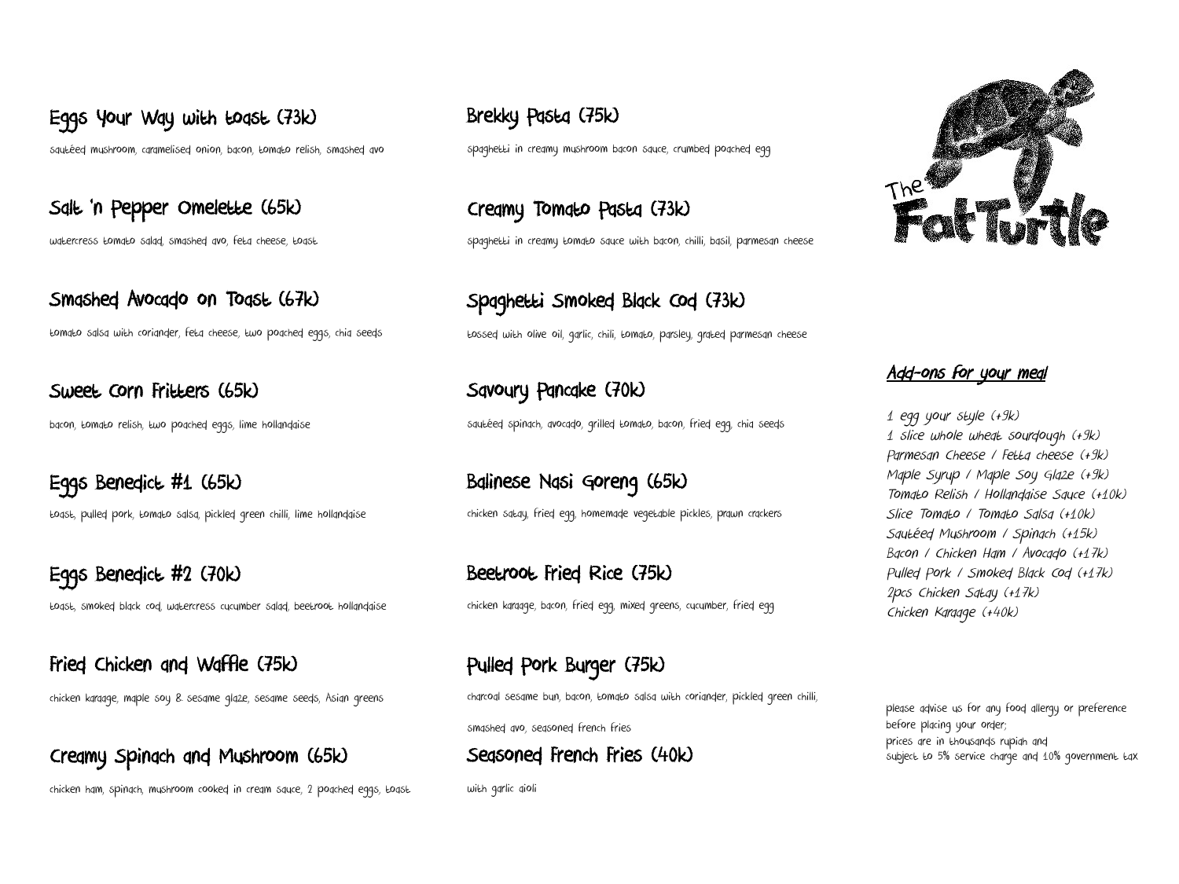## Eggs Your Way with toast (73k)

sautéed mushroom, caramelised onion, bacon, tomato relish, smashed avo

## Salt 'n Pepper Omelette (65k)

watercress tomato salad, smashed avo, feta cheese, toast

## Smashed Avocado on Toast (67k)

tomato salsa with coriander, feta cheese, two poached eggs, chia seeds

## Sweet Corn Fritters (65k)

bacon, tomato relish, two poached eggs, lime hollandaise

## Eggs Benedict #1 (65k)

toast, pulled pork, tomato salsa, pickled green chilli, lime hollandaise

## Eggs Benedict #2 (70k)

toast, smoked black cod, watercress cucumber salad, beetroot hollandaise

## Fried Chicken and Waffle (75k)

chicken karaage, maple soy & sesame glaze, sesame seeds, Asian greens

## Creamy Spinach and Mushroom (65k)

chicken ham, spinach, mushroom cooked in cream sauce, 2 poached eggs, toast

## Brekky Pasta (75k)

spaghetti in creamy mushroom bacon sauce, crumbed poached egg

## Creamy Tomato Pasta (73k)

spaghetti in creamy tomato sauce with bacon, chilli, basil, parmesan cheese

## Spaghetti Smoked Black Cod (73k)

tossed with olive oil, garlic, chili, tomato, parsley, grated parmesan cheese

## Savoury Pancake (70k)

sautéed spinach, avocado, grilled tomato, bacon, fried egg, chia seeds

## Balinese Nasi Goreng (65k)

chicken satay, fried egg, homemade vegetable pickles, prawn crackers

## Beetroot Fried Rice (75k)

chicken karaage, bacon, fried egg, mixed greens, cucumber, fried egg

## Pulled Pork Burger (75k)

charcoal sesame bun, bacon, tomato salsa with coriander, pickled green chilli, smashed avo, seasoned french fries

## Seasoned French Fries (40k)

with garlic aioli

# The Fat Turtle

## Add-ons for your meal

*1 egg your style (+9k)*
*1 slice whole wheat sourdough (+9k)*
*Parmesan Cheese / Fetta cheese (+9k)*
*Maple Syrup / Maple Soy Glaze (+9k)*
*Tomato Relish / Hollandaise Sauce (+10k)*
*Slice Tomato / Tomato Salsa (+10k)*
*Sautéed Mushroom / Spinach (+15k)*
*Bacon / Chicken Ham / Avocado (+17k)*
*Pulled Pork / Smoked Black Cod (+17k)*
*2pcs Chicken Satay (+17k)*
*Chicken Karaage (+40k)*

please advise us for any food allergy or preference before placing your order;
prices are in thousands rupiah and
subject to 5% service charge and 10% government tax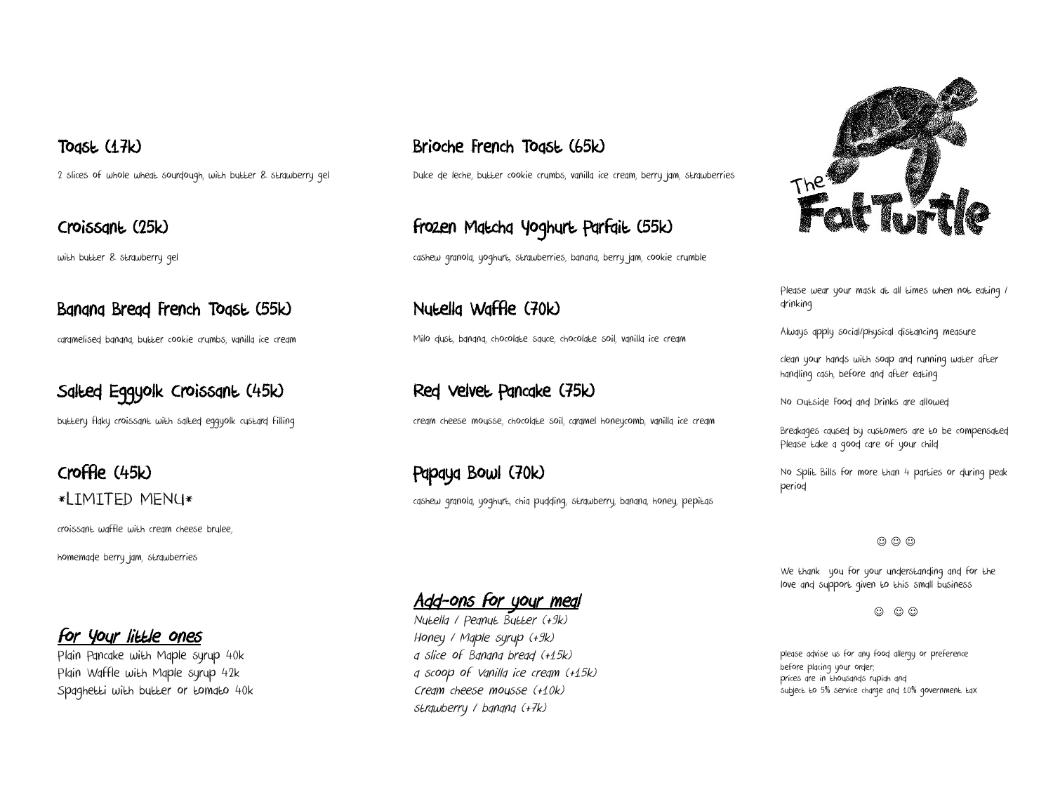## Toast (17k)

2 slices of whole wheat sourdough, with butter & strawberry gel

## Croissant (25k)

with butter & strawberry gel

## Banana Bread French Toast (55k)

caramelised banana, butter cookie crumbs, vanilla ice cream

## Salted Eggyolk Croissant (45k)

buttery flaky croissant with salted eggyolk custard filling

## Croffle (45k)

*LIMITED MENU*

croissant waffle with cream cheese brulee,

homemade berry jam, strawberries

### *For Your little ones*

Plain Pancake with Maple syrup 40k
Plain Waffle with Maple syrup 42k
Spaghetti with butter or tomato 40k

## Brioche French Toast (65k)

Dulce de leche, butter cookie crumbs, vanilla ice cream, berry jam, strawberries

## Frozen Matcha Yoghurt Parfait (55k)

cashew granola, yoghurt, strawberries, banana, berry jam, cookie crumble

## Nutella Waffle (70k)

Milo dust, banana, chocolate sauce, chocolate soil, vanilla ice cream

## Red Velvet Pancake (75k)

cream cheese mousse, chocolate soil, caramel honeycomb, vanilla ice cream

## Papaya Bowl (70k)

cashew granola, yoghurt, chia pudding, strawberry, banana, honey, pepitas

### *Add-ons for your meal*

*Nutella / Peanut Butter (+9k)*
*Honey / Maple syrup (+9k)*
*a slice of Banana bread (+15k)*
*a scoop of Vanilla ice cream (+15k)*
*Cream cheese mousse (+10k)*
*strawberry / banana (+7k)*

# The Fat Turtle

Please wear your mask at all times when not eating / drinking

Always apply social/physical distancing measure

clean your hands with soap and running water after handling cash, before and after eating

No Outside Food and Drinks are allowed

Breakages caused by customers are to be compensated
Please take a good care of your child

No Split Bills for more than 4 parties or during peak period

☺ ☺ ☺

We thank you for your understanding and for the love and support given to this small business

☺ ☺ ☺

please advise us for any food allergy or preference before placing your order;
prices are in thousands rupiah and
subject to 5% service charge and 10% government tax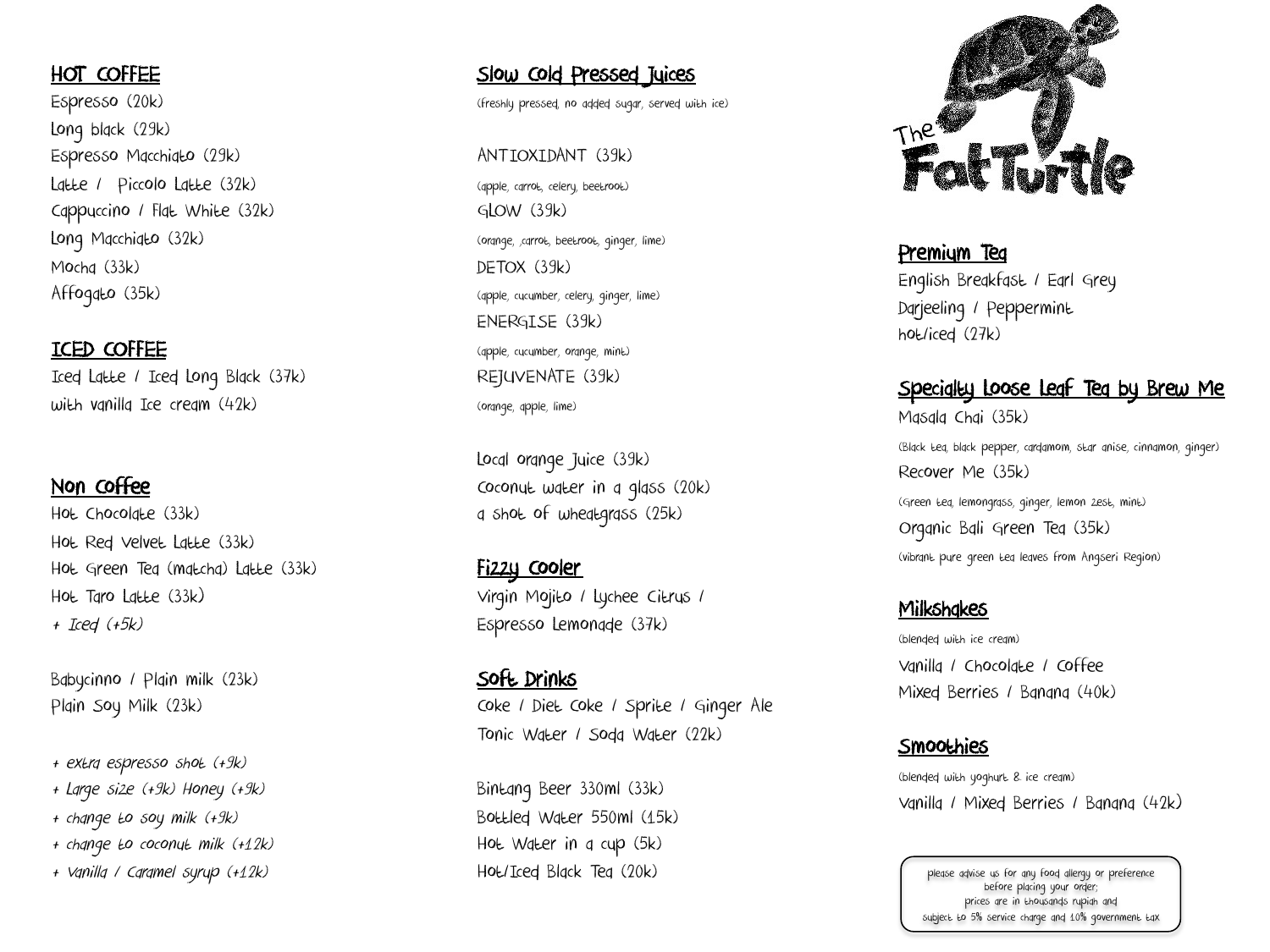## HOT COFFEE

Espresso (20k)
Long black (29k)
Espresso Macchiato (29k)
Latte / Piccolo Latte (32k)
Cappuccino / Flat White (32k)
Long Macchiato (32k)
Mocha (33k)
Affogato (35k)

## ICED COFFEE

Iced Latte / Iced Long Black (37k)
with vanilla Ice cream (42k)

## Non coffee

Hot Chocolate (33k)
Hot Red Velvet Latte (33k)
Hot Green Tea (matcha) Latte (33k)
Hot Taro Latte (33k)
*+ Iced (+5k)*

Babycinno / Plain milk (23k)
Plain Soy Milk (23k)

*+ extra espresso shot (+9k)*
*+ Large size (+9k) Honey (+9k)*
*+ change to soy milk (+9k)*
*+ change to coconut milk (+12k)*
*+ Vanilla / Caramel syrup (+12k)*

## Slow Cold Pressed Juices

(freshly pressed, no added sugar, served with ice)

ANTIOXIDANT (39k)
(apple, carrot, celery, beetroot)
GLOW (39k)
(orange, ,carrot, beetroot, ginger, lime)
DETOX (39k)
(apple, cucumber, celery, ginger, lime)
ENERGISE (39k)
(apple, cucumber, orange, mint)
REJUVENATE (39k)
(orange, apple, lime)

Local orange Juice (39k)
Coconut water in a glass (20k)
a shot of wheatgrass (25k)

## Fizzy Cooler

Virgin Mojito / Lychee Citrus /
Espresso Lemonade (37k)

## Soft Drinks

Coke / Diet Coke / Sprite / Ginger Ale
Tonic Water / Soda Water (22k)

Bintang Beer 330ml (33k)
Bottled Water 550ml (15k)
Hot Water in a cup (5k)
Hot/Iced Black Tea (20k)

# The Fat Turtle

## Premium Tea

English Breakfast / Earl Grey
Darjeeling / Peppermint
hot/iced (27k)

## Specialty Loose Leaf Tea by Brew Me

Masala Chai (35k)
(Black tea, black pepper, cardamom, star anise, cinnamon, ginger)
Recover Me (35k)
(Green tea, lemongrass, ginger, lemon zest, mint)
Organic Bali Green Tea (35k)
(vibrant pure green tea leaves from Angseri Region)

## Milkshakes

(blended with ice cream)
Vanilla / Chocolate / Coffee
Mixed Berries / Banana (40k)

## Smoothies

(blended with yoghurt & ice cream)
Vanilla / Mixed Berries / Banana (42k)

please advise us for any food allergy or preference before placing your order;
prices are in thousands rupiah and
subject to 5% service charge and 10% government tax